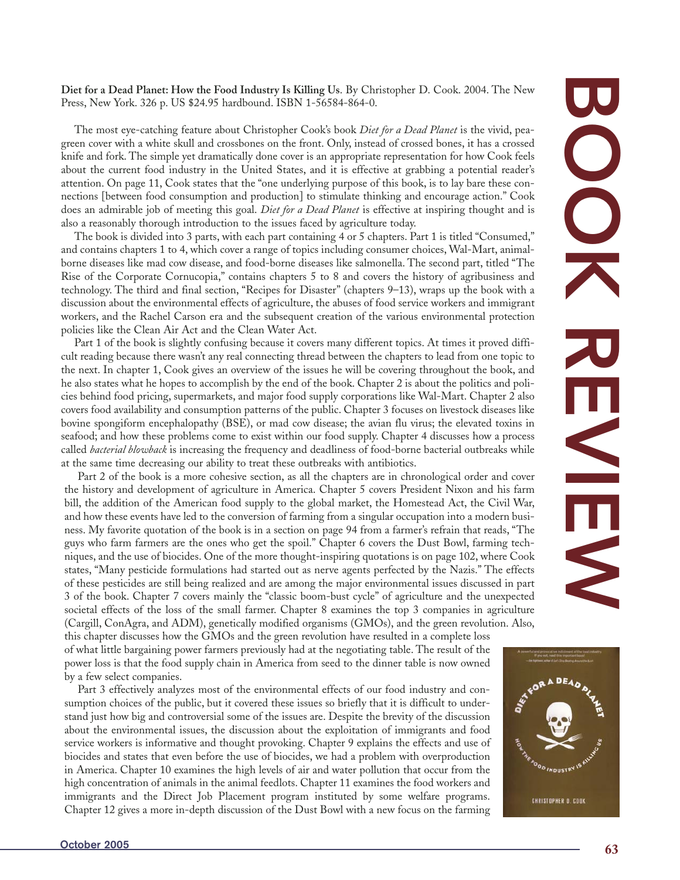# BOOK REVIEW

**Diet for a Dead Planet: How the Food Industry Is Killing Us**. By Christopher D. Cook. 2004. The New Press, New York. 326 p. US $24.95 hardbound. ISBN 1-56584-864-0.

The most eye-catching feature about Christopher Cook's book *Diet for a Dead Planet* is the vivid, pea-green cover with a white skull and crossbones on the front. Only, instead of crossed bones, it has a crossed knife and fork. The simple yet dramatically done cover is an appropriate representation for how Cook feels about the current food industry in the United States, and it is effective at grabbing a potential reader's attention. On page 11, Cook states that the "one underlying purpose of this book, is to lay bare these connections [between food consumption and production] to stimulate thinking and encourage action." Cook does an admirable job of meeting this goal. *Diet for a Dead Planet* is effective at inspiring thought and is also a reasonably thorough introduction to the issues faced by agriculture today.

The book is divided into 3 parts, with each part containing 4 or 5 chapters. Part 1 is titled "Consumed," and contains chapters 1 to 4, which cover a range of topics including consumer choices, Wal-Mart, animal-borne diseases like mad cow disease, and food-borne diseases like salmonella. The second part, titled "The Rise of the Corporate Cornucopia," contains chapters 5 to 8 and covers the history of agribusiness and technology. The third and final section, "Recipes for Disaster" (chapters 9–13), wraps up the book with a discussion about the environmental effects of agriculture, the abuses of food service workers and immigrant workers, and the Rachel Carson era and the subsequent creation of the various environmental protection policies like the Clean Air Act and the Clean Water Act.

Part 1 of the book is slightly confusing because it covers many different topics. At times it proved difficult reading because there wasn't any real connecting thread between the chapters to lead from one topic to the next. In chapter 1, Cook gives an overview of the issues he will be covering throughout the book, and he also states what he hopes to accomplish by the end of the book. Chapter 2 is about the politics and policies behind food pricing, supermarkets, and major food supply corporations like Wal-Mart. Chapter 2 also covers food availability and consumption patterns of the public. Chapter 3 focuses on livestock diseases like bovine spongiform encephalopathy (BSE), or mad cow disease; the avian flu virus; the elevated toxins in seafood; and how these problems come to exist within our food supply. Chapter 4 discusses how a process called *bacterial blowback* is increasing the frequency and deadliness of food-borne bacterial outbreaks while at the same time decreasing our ability to treat these outbreaks with antibiotics.

Part 2 of the book is a more cohesive section, as all the chapters are in chronological order and cover the history and development of agriculture in America. Chapter 5 covers President Nixon and his farm bill, the addition of the American food supply to the global market, the Homestead Act, the Civil War, and how these events have led to the conversion of farming from a singular occupation into a modern business. My favorite quotation of the book is in a section on page 94 from a farmer's refrain that reads, "The guys who farm farmers are the ones who get the spoil." Chapter 6 covers the Dust Bowl, farming techniques, and the use of biocides. One of the more thought-inspiring quotations is on page 102, where Cook states, "Many pesticide formulations had started out as nerve agents perfected by the Nazis." The effects of these pesticides are still being realized and are among the major environmental issues discussed in part 3 of the book. Chapter 7 covers mainly the "classic boom-bust cycle" of agriculture and the unexpected societal effects of the loss of the small farmer. Chapter 8 examines the top 3 companies in agriculture (Cargill, ConAgra, and ADM), genetically modified organisms (GMOs), and the green revolution. Also, this chapter discusses how the GMOs and the green revolution have resulted in a complete loss of what little bargaining power farmers previously had at the negotiating table. The result of the power loss is that the food supply chain in America from seed to the dinner table is now owned by a few select companies.

Part 3 effectively analyzes most of the environmental effects of our food industry and consumption choices of the public, but it covered these issues so briefly that it is difficult to understand just how big and controversial some of the issues are. Despite the brevity of the discussion about the environmental issues, the discussion about the exploitation of immigrants and food service workers is informative and thought provoking. Chapter 9 explains the effects and use of biocides and states that even before the use of biocides, we had a problem with overproduction in America. Chapter 10 examines the high levels of air and water pollution that occur from the high concentration of animals in the animal feedlots. Chapter 11 examines the food workers and immigrants and the Direct Job Placement program instituted by some welfare programs. Chapter 12 gives a more in-depth discussion of the Dust Bowl with a new focus on the farming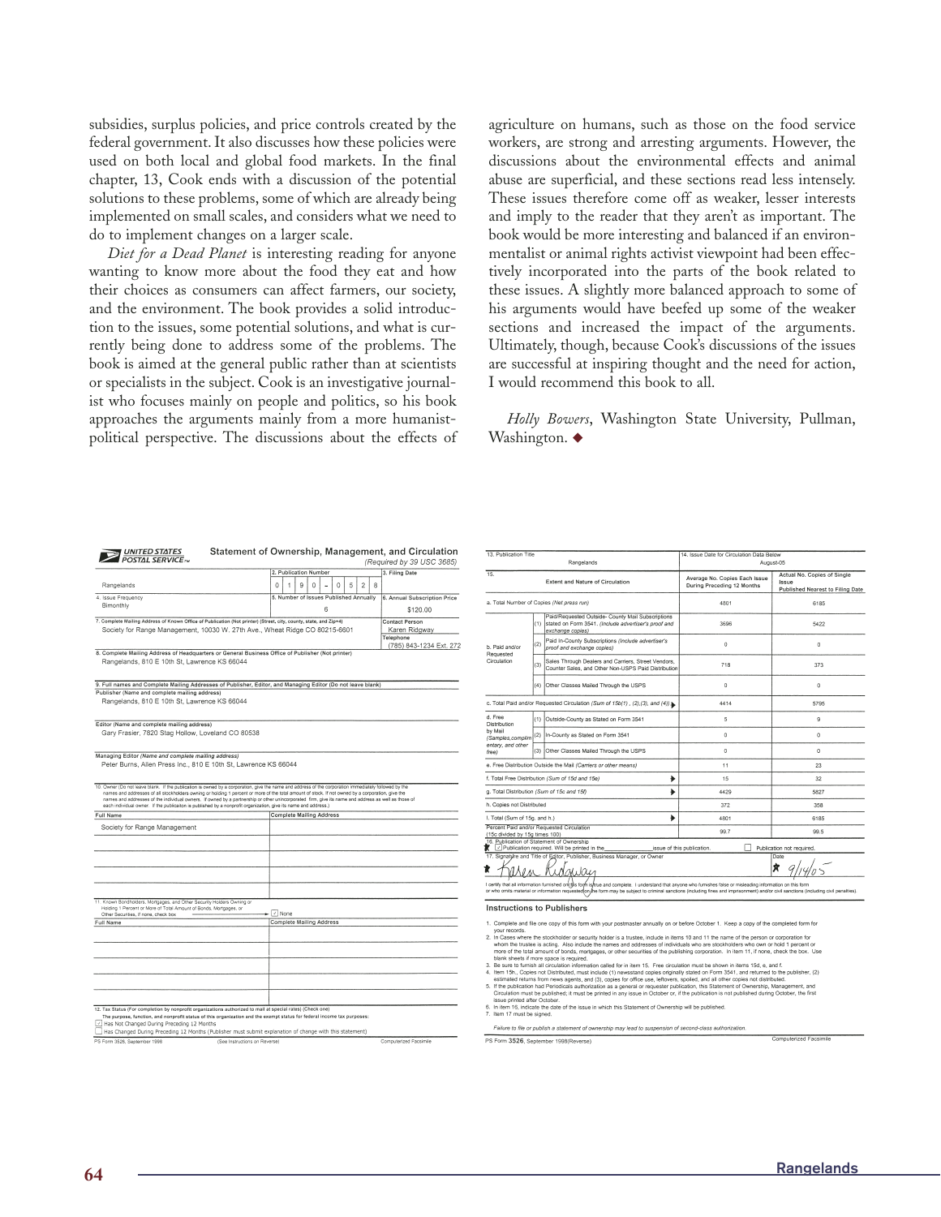subsidies, surplus policies, and price controls created by the federal government. It also discusses how these policies were used on both local and global food markets. In the final chapter, 13, Cook ends with a discussion of the potential solutions to these problems, some of which are already being implemented on small scales, and considers what we need to do to implement changes on a larger scale.

*Diet for a Dead Planet* is interesting reading for anyone wanting to know more about the food they eat and how their choices as consumers can affect farmers, our society, and the environment. The book provides a solid introduction to the issues, some potential solutions, and what is currently being done to address some of the problems. The book is aimed at the general public rather than at scientists or specialists in the subject. Cook is an investigative journalist who focuses mainly on people and politics, so his book approaches the arguments mainly from a more humanist-political perspective. The discussions about the effects of agriculture on humans, such as those on the food service workers, are strong and arresting arguments. However, the discussions about the environmental effects and animal abuse are superficial, and these sections read less intensely. These issues therefore come off as weaker, lesser interests and imply to the reader that they aren't as important. The book would be more interesting and balanced if an environmentalist or animal rights activist viewpoint had been effectively incorporated into the parts of the book related to these issues. A slightly more balanced approach to some of his arguments would have beefed up some of the weaker sections and increased the impact of the arguments. Ultimately, though, because Cook's discussions of the issues are successful at inspiring thought and the need for action, I would recommend this book to all.

*Holly Bowers*, Washington State University, Pullman, Washington. ◆

**UNITED STATES POSTAL SERVICE**

**Statement of Ownership, Management, and Circulation**
*(Required by 39 USC 3685)*

1. Publication Title: Rangelands
2. Publication Number: 0 1 9 0 – 0 5 2 8
3. Filing Date:
4. Issue Frequency: Bimonthly
5. Number of Issues Published Annually: 6
6. Annual Subscription Price: $120.00
7. Complete Mailing Address of Known Office of Publication (Not printer) (Street, city, county, state, and Zip+4): Society for Range Management, 10030 W. 27th Ave., Wheat Ridge CO 80215-6601
   Contact Person: Karen Ridgway
   Telephone: (785) 843-1234 Ext. 272
8. Complete Mailing Address of Headquarters or General Business Office of Publisher (Not printer): Rangelands, 810 E 10th St, Lawrence KS 66044
9. Full names and Complete Mailing Addresses of Publisher, Editor, and Managing Editor (Do not leave blank)
   Publisher (Name and complete mailing address): Rangelands, 810 E 10th St, Lawrence KS 66044
   Editor (Name and complete mailing address): Gary Frasier, 7820 Stag Hollow, Loveland CO 80538
   Managing Editor (Name and complete mailing address): Peter Burns, Allen Press Inc., 810 E 10th St, Lawrence KS 66044
10. Owner (Do not leave blank. If the publication is owned by a corporation, give the name and address of the corporation immediately followed by the names and addresses of all stockholders owning or holding 1 percent or more of the total amount of stock. If not owned by a corporation, give the names and addresses of the individual owners. If owned by a partnership or other unincorporated firm, give its name and address as well as those of each individual owner. If the publication is published by a nonprofit organization, give its name and address.)

| Full Name | Complete Mailing Address |
|---|---|
| Society for Range Management | |

11. Known Bondholders, Mortgagees, and Other Security Holders Owning or Holding 1 Percent or More of Total Amount of Bonds, Mortgages, or Other Securities, if none, check box → ☑ None

| Full Name | Complete Mailing Address |
|---|---|
| | |

12. Tax Status (For completion by nonprofit organizations authorized to mail at special rates) (Check one)
The purpose, function, and nonprofit status of this organization and the exempt status for federal income tax purposes:
☑ Has Not Changed During Preceding 12 Months
☐ Has Changed During Preceding 12 Months (Publisher must submit explanation of change with this statement)

PS Form 3526, September 1998 (See Instructions on Reverse) Computerized Facsimile

13. Publication Title: Rangelands
14. Issue Date for Circulation Data Below: August-05

| 15. Extent and Nature of Circulation | | | Average No. Copies Each Issue During Preceding 12 Months | Actual No. Copies of Single Issue Published Nearest to Filing Date |
|---|---|---|---|---|
| a. Total Number of Copies (Net press run) | | | 4801 | 6185 |
| b. Paid and/or Requested Circulation | (1) | Paid/Requested Outside-County Mail Subscriptions stated on Form 3541. (Include advertiser's proof and exchange copies) | 3696 | 5422 |
| | (2) | Paid In-County Subscriptions (Include advertiser's proof and exchange copies) | 0 | 0 |
| | (3) | Sales Through Dealers and Carriers, Street Vendors, Counter Sales, and Other Non-USPS Paid Distribution | 718 | 373 |
| | (4) | Other Classes Mailed Through the USPS | 0 | 0 |
| c. Total Paid and/or Requested Circulation (Sum of 15b(1), (2),(3), and (4)) | | | 4414 | 5795 |
| d. Free Distribution by Mail (Samples, complimentary, and other free) | (1) | Outside-County as Stated on Form 3541 | 5 | 9 |
| | (2) | In-County as Stated on Form 3541 | 0 | 0 |
| | (3) | Other Classes Mailed Through the USPS | 0 | 0 |
| e. Free Distribution Outside the Mail (Carriers or other means) | | | 11 | 23 |
| f. Total Free Distribution (Sum of 15d and 15e) | | | 15 | 32 |
| g. Total Distribution (Sum of 15c and 15f) | | | 4429 | 5827 |
| h. Copies not Distributed | | | 372 | 358 |
| i. Total (Sum of 15g. and h.) | | | 4801 | 6185 |
| Percent Paid and/or Requested Circulation (15c divided by 15g times 100) | | | 99.7 | 99.5 |

16. Publication of Statement of Ownership
☑ Publication required. Will be printed in the ______________ issue of this publication. ☐ Publication not required.

17. Signature and Title of Editor, Publisher, Business Manager, or Owner: Karen Ridgway — Date: 9/14/05

I certify that all information furnished on this form is true and complete. I understand that anyone who furnishes false or misleading information on this form or who omits material or information requested on the form may be subject to criminal sanctions (including fines and imprisonment) and/or civil sanctions (including civil penalties).

**Instructions to Publishers**

1. Complete and file one copy of this form with your postmaster annually on or before October 1. Keep a copy of the completed form for your records.
2. In Cases where the stockholder or security holder is a trustee, include in items 10 and 11 the name of the person or corporation for whom the trustee is acting. Also include the names and addresses of individuals who are stockholders who own or hold 1 percent or more of the total amount of bonds, mortgages, or other securities of the publishing corporation. In item 11, if none, check the box. Use blank sheets if more space is required.
3. Be sure to furnish all circulation information called for in item 15. Free circulation must be shown in items 15d, e, and f.
4. Item 15h., Copies not Distributed, must include (1) newsstand copies originally stated on Form 3541, and returned to the publisher, (2) estimated returns from news agents, and (3), copies for office use, leftovers, spoiled, and all other copies not distributed.
5. If the publication had Periodicals authorization as a general or requester publication, this Statement of Ownership, Management, and Circulation must be published; it must be printed in any issue in October or, if the publication is not published during October, the first issue printed after October.
6. In item 16, indicate the date of the issue in which this Statement of Ownership will be published.
7. Item 17 must be signed.

*Failure to file or publish a statement of ownership may lead to suspension of second-class authorization.*

PS Form 3526, September 1998(Reverse) Computerized Facsimile